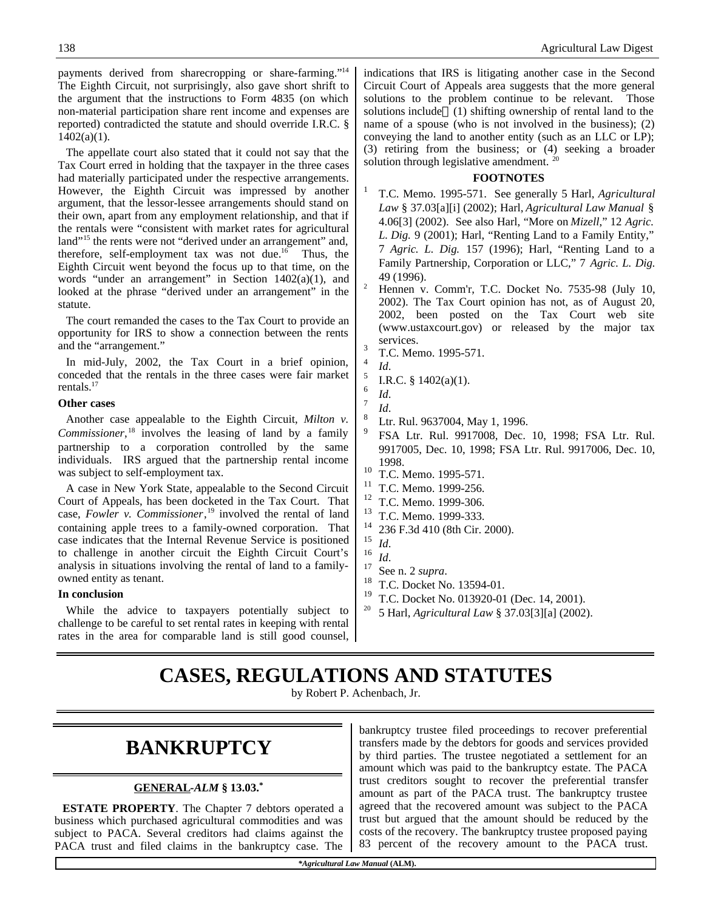payments derived from sharecropping or share-farming."[14] The Eighth Circuit, not surprisingly, also gave short shrift to the argument that the instructions to Form 4835 (on which non-material participation share rent income and expenses are reported) contradicted the statute and should override I.R.C. § 1402(a)(1).

The appellate court also stated that it could not say that the Tax Court erred in holding that the taxpayer in the three cases had materially participated under the respective arrangements. However, the Eighth Circuit was impressed by another argument, that the lessor-lessee arrangements should stand on their own, apart from any employment relationship, and that if the rentals were "consistent with market rates for agricultural land"[15] the rents were not "derived under an arrangement" and, therefore, self-employment tax was not due.[16] Thus, the Eighth Circuit went beyond the focus up to that time, on the words "under an arrangement" in Section 1402(a)(1), and looked at the phrase "derived under an arrangement" in the statute.

The court remanded the cases to the Tax Court to provide an opportunity for IRS to show a connection between the rents and the "arrangement."

In mid-July, 2002, the Tax Court in a brief opinion, conceded that the rentals in the three cases were fair market rentals.[17]

**Other cases**

Another case appealable to the Eighth Circuit, *Milton v. Commissioner*,[18] involves the leasing of land by a family partnership to a corporation controlled by the same individuals. IRS argued that the partnership rental income was subject to self-employment tax.

A case in New York State, appealable to the Second Circuit Court of Appeals, has been docketed in the Tax Court. That case, *Fowler v. Commissioner*,[19] involved the rental of land containing apple trees to a family-owned corporation. That case indicates that the Internal Revenue Service is positioned to challenge in another circuit the Eighth Circuit Court's analysis in situations involving the rental of land to a family-owned entity as tenant.

**In conclusion**

While the advice to taxpayers potentially subject to challenge to be careful to set rental rates in keeping with rental rates in the area for comparable land is still good counsel, indications that IRS is litigating another case in the Second Circuit Court of Appeals area suggests that the more general solutions to the problem continue to be relevant. Those solutions include (1) shifting ownership of rental land to the name of a spouse (who is not involved in the business); (2) conveying the land to another entity (such as an LLC or LP); (3) retiring from the business; or (4) seeking a broader solution through legislative amendment.[20]

**FOOTNOTES**

1. T.C. Memo. 1995-571. See generally 5 Harl, *Agricultural Law* § 37.03[a][i] (2002); Harl, *Agricultural Law Manual* § 4.06[3] (2002). See also Harl, "More on *Mizell*," 12 *Agric. L. Dig.* 9 (2001); Harl, "Renting Land to a Family Entity," 7 *Agric. L. Dig.* 157 (1996); Harl, "Renting Land to a Family Partnership, Corporation or LLC," 7 *Agric. L. Dig.* 49 (1996).
2. Hennen v. Comm'r, T.C. Docket No. 7535-98 (July 10, 2002). The Tax Court opinion has not, as of August 20, 2002, been posted on the Tax Court web site (www.ustaxcourt.gov) or released by the major tax services.
3. T.C. Memo. 1995-571.
4. *Id*.
5. I.R.C. § 1402(a)(1).
6. *Id*.
7. *Id*.
8. Ltr. Rul. 9637004, May 1, 1996.
9. FSA Ltr. Rul. 9917008, Dec. 10, 1998; FSA Ltr. Rul. 9917005, Dec. 10, 1998; FSA Ltr. Rul. 9917006, Dec. 10, 1998.
10. T.C. Memo. 1995-571.
11. T.C. Memo. 1999-256.
12. T.C. Memo. 1999-306.
13. T.C. Memo. 1999-333.
14. 236 F.3d 410 (8th Cir. 2000).
15. *Id*.
16. *Id*.
17. See n. 2 *supra*.
18. T.C. Docket No. 13594-01.
19. T.C. Docket No. 013920-01 (Dec. 14, 2001).
20. 5 Harl, *Agricultural Law* § 37.03[3][a] (2002).

# CASES, REGULATIONS AND STATUTES

by Robert P. Achenbach, Jr.

## BANKRUPTCY

### GENERAL -*ALM* § 13.03.*

**ESTATE PROPERTY**. The Chapter 7 debtors operated a business which purchased agricultural commodities and was subject to PACA. Several creditors had claims against the PACA trust and filed claims in the bankruptcy case. The bankruptcy trustee filed proceedings to recover preferential transfers made by the debtors for goods and services provided by third parties. The trustee negotiated a settlement for an amount which was paid to the bankruptcy estate. The PACA trust creditors sought to recover the preferential transfer amount as part of the PACA trust. The bankruptcy trustee agreed that the recovered amount was subject to the PACA trust but argued that the amount should be reduced by the costs of the recovery. The bankruptcy trustee proposed paying 83 percent of the recovery amount to the PACA trust.

**Agricultural Law Manual* (ALM).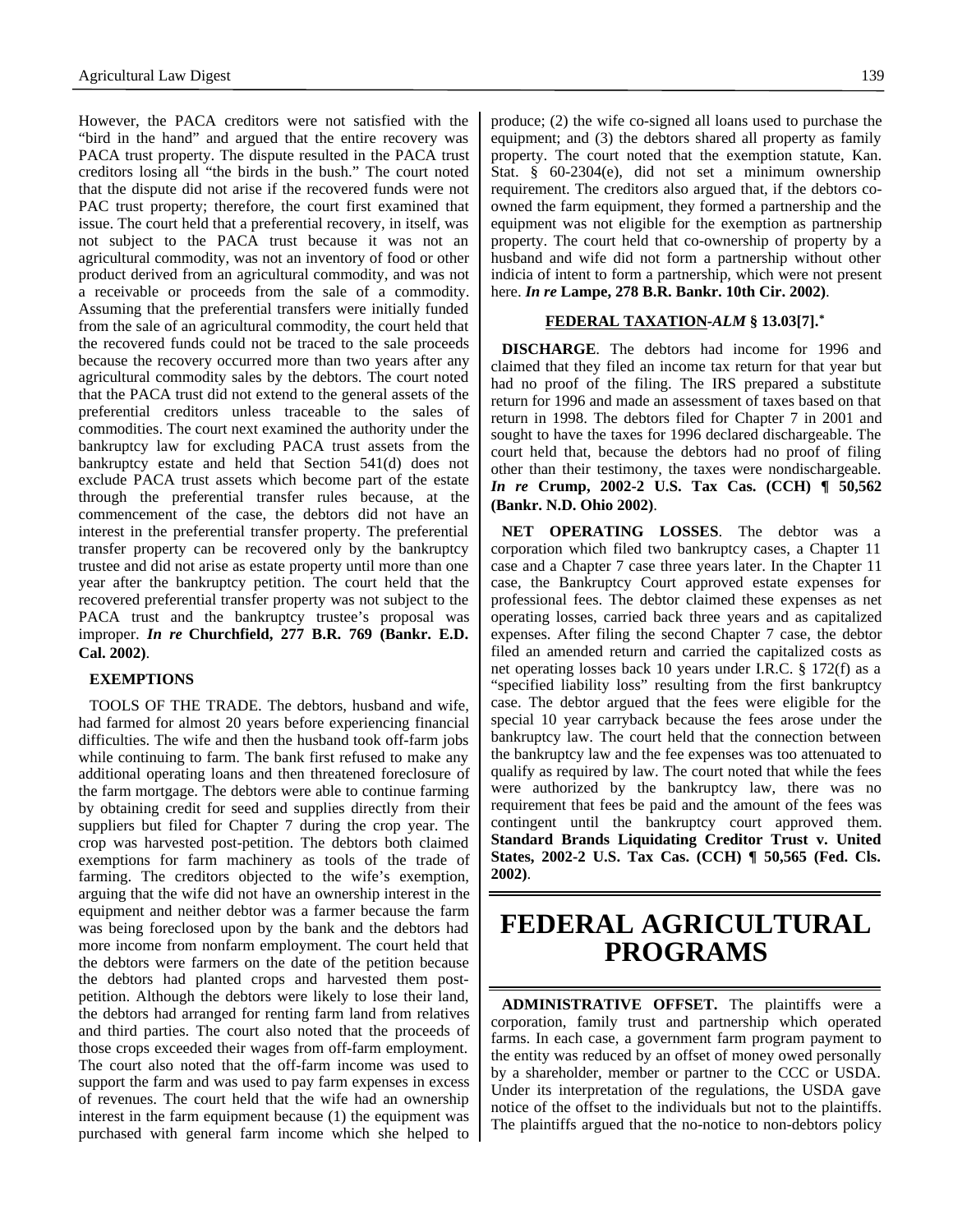However, the PACA creditors were not satisfied with the "bird in the hand" and argued that the entire recovery was PACA trust property. The dispute resulted in the PACA trust creditors losing all "the birds in the bush." The court noted that the dispute did not arise if the recovered funds were not PAC trust property; therefore, the court first examined that issue. The court held that a preferential recovery, in itself, was not subject to the PACA trust because it was not an agricultural commodity, was not an inventory of food or other product derived from an agricultural commodity, and was not a receivable or proceeds from the sale of a commodity. Assuming that the preferential transfers were initially funded from the sale of an agricultural commodity, the court held that the recovered funds could not be traced to the sale proceeds because the recovery occurred more than two years after any agricultural commodity sales by the debtors. The court noted that the PACA trust did not extend to the general assets of the preferential creditors unless traceable to the sales of commodities. The court next examined the authority under the bankruptcy law for excluding PACA trust assets from the bankruptcy estate and held that Section 541(d) does not exclude PACA trust assets which become part of the estate through the preferential transfer rules because, at the commencement of the case, the debtors did not have an interest in the preferential transfer property. The preferential transfer property can be recovered only by the bankruptcy trustee and did not arise as estate property until more than one year after the bankruptcy petition. The court held that the recovered preferential transfer property was not subject to the PACA trust and the bankruptcy trustee's proposal was improper. ***In re* Churchfield, 277 B.R. 769 (Bankr. E.D. Cal. 2002)**.

**EXEMPTIONS**

TOOLS OF THE TRADE. The debtors, husband and wife, had farmed for almost 20 years before experiencing financial difficulties. The wife and then the husband took off-farm jobs while continuing to farm. The bank first refused to make any additional operating loans and then threatened foreclosure of the farm mortgage. The debtors were able to continue farming by obtaining credit for seed and supplies directly from their suppliers but filed for Chapter 7 during the crop year. The crop was harvested post-petition. The debtors both claimed exemptions for farm machinery as tools of the trade of farming. The creditors objected to the wife's exemption, arguing that the wife did not have an ownership interest in the equipment and neither debtor was a farmer because the farm was being foreclosed upon by the bank and the debtors had more income from nonfarm employment. The court held that the debtors were farmers on the date of the petition because the debtors had planted crops and harvested them post-petition. Although the debtors were likely to lose their land, the debtors had arranged for renting farm land from relatives and third parties. The court also noted that the proceeds of those crops exceeded their wages from off-farm employment. The court also noted that the off-farm income was used to support the farm and was used to pay farm expenses in excess of revenues. The court held that the wife had an ownership interest in the farm equipment because (1) the equipment was purchased with general farm income which she helped to produce; (2) the wife co-signed all loans used to purchase the equipment; and (3) the debtors shared all property as family property. The court noted that the exemption statute, Kan. Stat. § 60-2304(e), did not set a minimum ownership requirement. The creditors also argued that, if the debtors co-owned the farm equipment, they formed a partnership and the equipment was not eligible for the exemption as partnership property. The court held that co-ownership of property by a husband and wife did not form a partnership without other indicia of intent to form a partnership, which were not present here. ***In re* Lampe, 278 B.R. Bankr. 10th Cir. 2002)**.

**FEDERAL TAXATION-*ALM* § 13.03[7].***

**DISCHARGE**. The debtors had income for 1996 and claimed that they filed an income tax return for that year but had no proof of the filing. The IRS prepared a substitute return for 1996 and made an assessment of taxes based on that return in 1998. The debtors filed for Chapter 7 in 2001 and sought to have the taxes for 1996 declared dischargeable. The court held that, because the debtors had no proof of filing other than their testimony, the taxes were nondischargeable. ***In re* Crump, 2002-2 U.S. Tax Cas. (CCH) ¶ 50,562 (Bankr. N.D. Ohio 2002)**.

**NET OPERATING LOSSES**. The debtor was a corporation which filed two bankruptcy cases, a Chapter 11 case and a Chapter 7 case three years later. In the Chapter 11 case, the Bankruptcy Court approved estate expenses for professional fees. The debtor claimed these expenses as net operating losses, carried back three years and as capitalized expenses. After filing the second Chapter 7 case, the debtor filed an amended return and carried the capitalized costs as net operating losses back 10 years under I.R.C. § 172(f) as a "specified liability loss" resulting from the first bankruptcy case. The debtor argued that the fees were eligible for the special 10 year carryback because the fees arose under the bankruptcy law. The court held that the connection between the bankruptcy law and the fee expenses was too attenuated to qualify as required by law. The court noted that while the fees were authorized by the bankruptcy law, there was no requirement that fees be paid and the amount of the fees was contingent until the bankruptcy court approved them. **Standard Brands Liquidating Creditor Trust v. United States, 2002-2 U.S. Tax Cas. (CCH) ¶ 50,565 (Fed. Cls. 2002)**.

# FEDERAL AGRICULTURAL PROGRAMS

**ADMINISTRATIVE OFFSET.** The plaintiffs were a corporation, family trust and partnership which operated farms. In each case, a government farm program payment to the entity was reduced by an offset of money owed personally by a shareholder, member or partner to the CCC or USDA. Under its interpretation of the regulations, the USDA gave notice of the offset to the individuals but not to the plaintiffs. The plaintiffs argued that the no-notice to non-debtors policy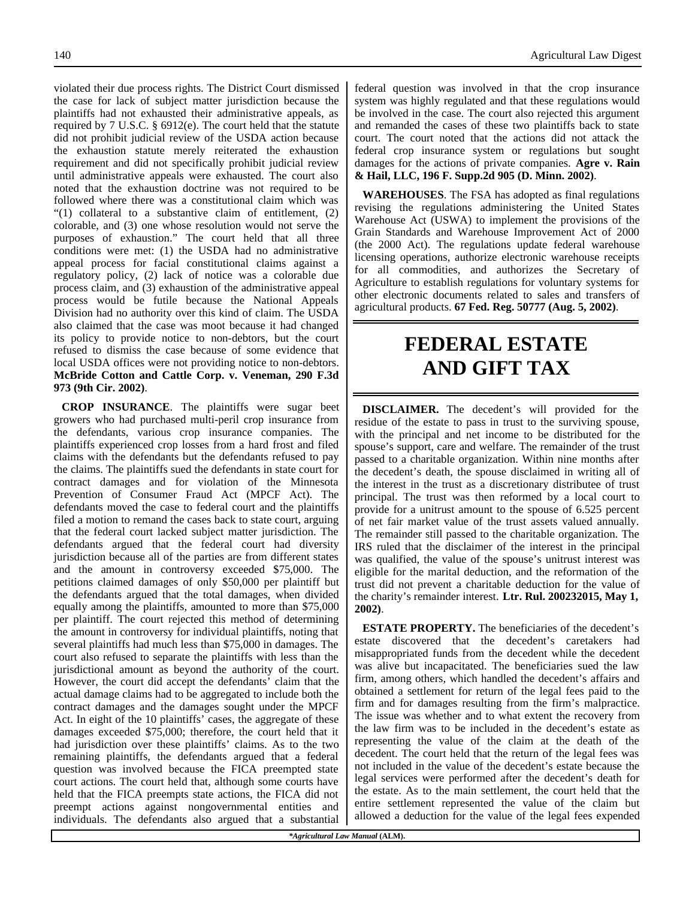violated their due process rights. The District Court dismissed the case for lack of subject matter jurisdiction because the plaintiffs had not exhausted their administrative appeals, as required by 7 U.S.C. § 6912(e). The court held that the statute did not prohibit judicial review of the USDA action because the exhaustion statute merely reiterated the exhaustion requirement and did not specifically prohibit judicial review until administrative appeals were exhausted. The court also noted that the exhaustion doctrine was not required to be followed where there was a constitutional claim which was "(1) collateral to a substantive claim of entitlement, (2) colorable, and (3) one whose resolution would not serve the purposes of exhaustion." The court held that all three conditions were met: (1) the USDA had no administrative appeal process for facial constitutional claims against a regulatory policy, (2) lack of notice was a colorable due process claim, and (3) exhaustion of the administrative appeal process would be futile because the National Appeals Division had no authority over this kind of claim. The USDA also claimed that the case was moot because it had changed its policy to provide notice to non-debtors, but the court refused to dismiss the case because of some evidence that local USDA offices were not providing notice to non-debtors. **McBride Cotton and Cattle Corp. v. Veneman, 290 F.3d 973 (9th Cir. 2002)**.

**CROP INSURANCE**. The plaintiffs were sugar beet growers who had purchased multi-peril crop insurance from the defendants, various crop insurance companies. The plaintiffs experienced crop losses from a hard frost and filed claims with the defendants but the defendants refused to pay the claims. The plaintiffs sued the defendants in state court for contract damages and for violation of the Minnesota Prevention of Consumer Fraud Act (MPCF Act). The defendants moved the case to federal court and the plaintiffs filed a motion to remand the cases back to state court, arguing that the federal court lacked subject matter jurisdiction. The defendants argued that the federal court had diversity jurisdiction because all of the parties are from different states and the amount in controversy exceeded $75,000. The petitions claimed damages of only $50,000 per plaintiff but the defendants argued that the total damages, when divided equally among the plaintiffs, amounted to more than $75,000 per plaintiff. The court rejected this method of determining the amount in controversy for individual plaintiffs, noting that several plaintiffs had much less than $75,000 in damages. The court also refused to separate the plaintiffs with less than the jurisdictional amount as beyond the authority of the court. However, the court did accept the defendants' claim that the actual damage claims had to be aggregated to include both the contract damages and the damages sought under the MPCF Act. In eight of the 10 plaintiffs' cases, the aggregate of these damages exceeded $75,000; therefore, the court held that it had jurisdiction over these plaintiffs' claims. As to the two remaining plaintiffs, the defendants argued that a federal question was involved because the FICA preempted state court actions. The court held that, although some courts have held that the FICA preempts state actions, the FICA did not preempt actions against nongovernmental entities and individuals. The defendants also argued that a substantial federal question was involved in that the crop insurance system was highly regulated and that these regulations would be involved in the case. The court also rejected this argument and remanded the cases of these two plaintiffs back to state court. The court noted that the actions did not attack the federal crop insurance system or regulations but sought damages for the actions of private companies. **Agre v. Rain & Hail, LLC, 196 F. Supp.2d 905 (D. Minn. 2002)**.

**WAREHOUSES**. The FSA has adopted as final regulations revising the regulations administering the United States Warehouse Act (USWA) to implement the provisions of the Grain Standards and Warehouse Improvement Act of 2000 (the 2000 Act). The regulations update federal warehouse licensing operations, authorize electronic warehouse receipts for all commodities, and authorizes the Secretary of Agriculture to establish regulations for voluntary systems for other electronic documents related to sales and transfers of agricultural products. **67 Fed. Reg. 50777 (Aug. 5, 2002)**.

# FEDERAL ESTATE AND GIFT TAX

**DISCLAIMER.** The decedent's will provided for the residue of the estate to pass in trust to the surviving spouse, with the principal and net income to be distributed for the spouse's support, care and welfare. The remainder of the trust passed to a charitable organization. Within nine months after the decedent's death, the spouse disclaimed in writing all of the interest in the trust as a discretionary distributee of trust principal. The trust was then reformed by a local court to provide for a unitrust amount to the spouse of 6.525 percent of net fair market value of the trust assets valued annually. The remainder still passed to the charitable organization. The IRS ruled that the disclaimer of the interest in the principal was qualified, the value of the spouse's unitrust interest was eligible for the marital deduction, and the reformation of the trust did not prevent a charitable deduction for the value of the charity's remainder interest. **Ltr. Rul. 200232015, May 1, 2002)**.

**ESTATE PROPERTY.** The beneficiaries of the decedent's estate discovered that the decedent's caretakers had misappropriated funds from the decedent while the decedent was alive but incapacitated. The beneficiaries sued the law firm, among others, which handled the decedent's affairs and obtained a settlement for return of the legal fees paid to the firm and for damages resulting from the firm's malpractice. The issue was whether and to what extent the recovery from the law firm was to be included in the decedent's estate as representing the value of the claim at the death of the decedent. The court held that the return of the legal fees was not included in the value of the decedent's estate because the legal services were performed after the decedent's death for the estate. As to the main settlement, the court held that the entire settlement represented the value of the claim but allowed a deduction for the value of the legal fees expended

**\*Agricultural Law Manual (ALM).**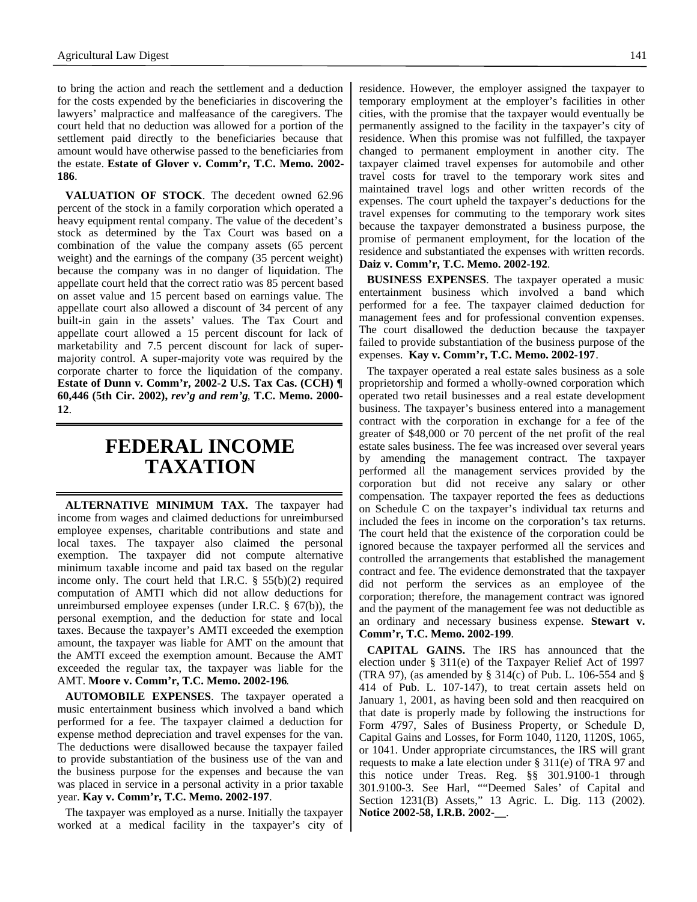to bring the action and reach the settlement and a deduction for the costs expended by the beneficiaries in discovering the lawyers' malpractice and malfeasance of the caregivers. The court held that no deduction was allowed for a portion of the settlement paid directly to the beneficiaries because that amount would have otherwise passed to the beneficiaries from the estate. **Estate of Glover v. Comm'r, T.C. Memo. 2002-186**.

**VALUATION OF STOCK**. The decedent owned 62.96 percent of the stock in a family corporation which operated a heavy equipment rental company. The value of the decedent's stock as determined by the Tax Court was based on a combination of the value the company assets (65 percent weight) and the earnings of the company (35 percent weight) because the company was in no danger of liquidation. The appellate court held that the correct ratio was 85 percent based on asset value and 15 percent based on earnings value. The appellate court also allowed a discount of 34 percent of any built-in gain in the assets' values. The Tax Court and appellate court allowed a 15 percent discount for lack of marketability and 7.5 percent discount for lack of super-majority control. A super-majority vote was required by the corporate charter to force the liquidation of the company. **Estate of Dunn v. Comm'r, 2002-2 U.S. Tax Cas. (CCH) ¶ 60,446 (5th Cir. 2002),** ***rev'g and rem'g*****, T.C. Memo. 2000-12**.

# FEDERAL INCOME TAXATION

**ALTERNATIVE MINIMUM TAX.** The taxpayer had income from wages and claimed deductions for unreimbursed employee expenses, charitable contributions and state and local taxes. The taxpayer also claimed the personal exemption. The taxpayer did not compute alternative minimum taxable income and paid tax based on the regular income only. The court held that I.R.C. § 55(b)(2) required computation of AMTI which did not allow deductions for unreimbursed employee expenses (under I.R.C. § 67(b)), the personal exemption, and the deduction for state and local taxes. Because the taxpayer's AMTI exceeded the exemption amount, the taxpayer was liable for AMT on the amount that the AMTI exceed the exemption amount. Because the AMT exceeded the regular tax, the taxpayer was liable for the AMT. **Moore v. Comm'r, T.C. Memo. 2002-196**.

**AUTOMOBILE EXPENSES**. The taxpayer operated a music entertainment business which involved a band which performed for a fee. The taxpayer claimed a deduction for expense method depreciation and travel expenses for the van. The deductions were disallowed because the taxpayer failed to provide substantiation of the business use of the van and the business purpose for the expenses and because the van was placed in service in a personal activity in a prior taxable year. **Kay v. Comm'r, T.C. Memo. 2002-197**.

The taxpayer was employed as a nurse. Initially the taxpayer worked at a medical facility in the taxpayer's city of residence. However, the employer assigned the taxpayer to temporary employment at the employer's facilities in other cities, with the promise that the taxpayer would eventually be permanently assigned to the facility in the taxpayer's city of residence. When this promise was not fulfilled, the taxpayer changed to permanent employment in another city. The taxpayer claimed travel expenses for automobile and other travel costs for travel to the temporary work sites and maintained travel logs and other written records of the expenses. The court upheld the taxpayer's deductions for the travel expenses for commuting to the temporary work sites because the taxpayer demonstrated a business purpose, the promise of permanent employment, for the location of the residence and substantiated the expenses with written records. **Daiz v. Comm'r, T.C. Memo. 2002-192**.

**BUSINESS EXPENSES**. The taxpayer operated a music entertainment business which involved a band which performed for a fee. The taxpayer claimed deduction for management fees and for professional convention expenses. The court disallowed the deduction because the taxpayer failed to provide substantiation of the business purpose of the expenses. **Kay v. Comm'r, T.C. Memo. 2002-197**.

The taxpayer operated a real estate sales business as a sole proprietorship and formed a wholly-owned corporation which operated two retail businesses and a real estate development business. The taxpayer's business entered into a management contract with the corporation in exchange for a fee of the greater of $48,000 or 70 percent of the net profit of the real estate sales business. The fee was increased over several years by amending the management contract. The taxpayer performed all the management services provided by the corporation but did not receive any salary or other compensation. The taxpayer reported the fees as deductions on Schedule C on the taxpayer's individual tax returns and included the fees in income on the corporation's tax returns. The court held that the existence of the corporation could be ignored because the taxpayer performed all the services and controlled the arrangements that established the management contract and fee. The evidence demonstrated that the taxpayer did not perform the services as an employee of the corporation; therefore, the management contract was ignored and the payment of the management fee was not deductible as an ordinary and necessary business expense. **Stewart v. Comm'r, T.C. Memo. 2002-199**.

**CAPITAL GAINS.** The IRS has announced that the election under § 311(e) of the Taxpayer Relief Act of 1997 (TRA 97), (as amended by § 314(c) of Pub. L. 106-554 and § 414 of Pub. L. 107-147), to treat certain assets held on January 1, 2001, as having been sold and then reacquired on that date is properly made by following the instructions for Form 4797, Sales of Business Property, or Schedule D, Capital Gains and Losses, for Form 1040, 1120, 1120S, 1065, or 1041. Under appropriate circumstances, the IRS will grant requests to make a late election under § 311(e) of TRA 97 and this notice under Treas. Reg. §§ 301.9100-1 through 301.9100-3. See Harl, ""Deemed Sales' of Capital and Section 1231(B) Assets," 13 Agric. L. Dig. 113 (2002). **Notice 2002-58, I.R.B. 2002-__**.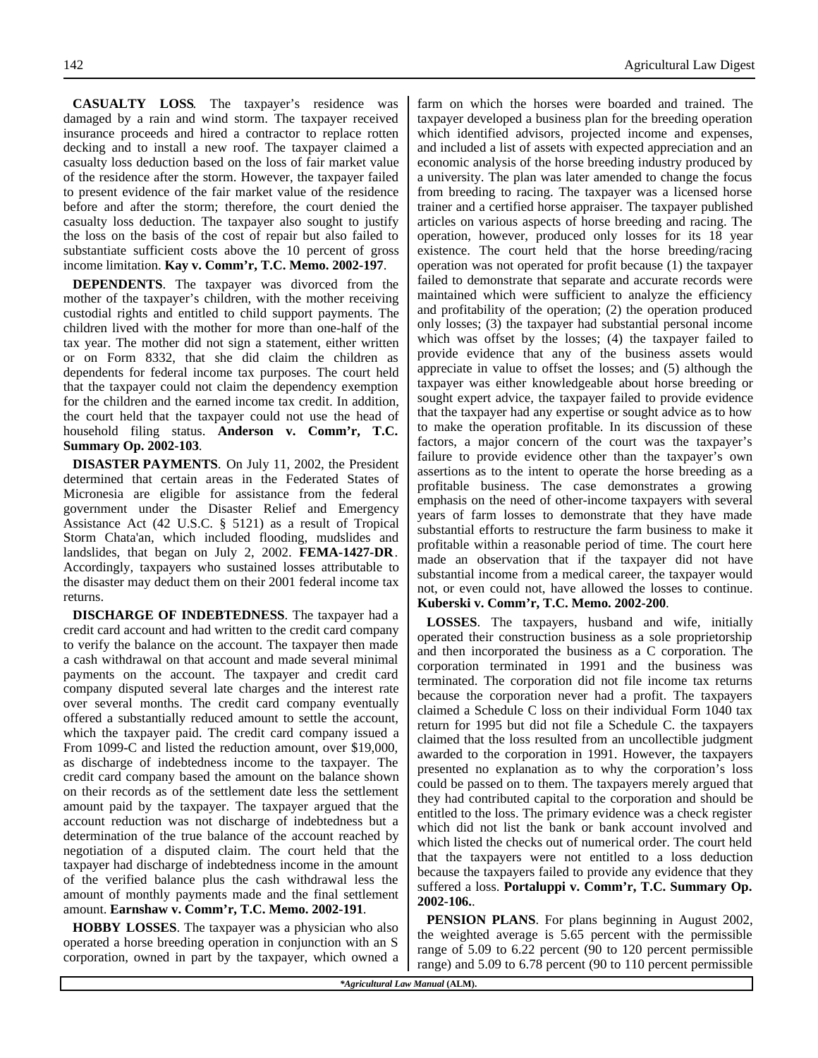**CASUALTY LOSS**. The taxpayer's residence was damaged by a rain and wind storm. The taxpayer received insurance proceeds and hired a contractor to replace rotten decking and to install a new roof. The taxpayer claimed a casualty loss deduction based on the loss of fair market value of the residence after the storm. However, the taxpayer failed to present evidence of the fair market value of the residence before and after the storm; therefore, the court denied the casualty loss deduction. The taxpayer also sought to justify the loss on the basis of the cost of repair but also failed to substantiate sufficient costs above the 10 percent of gross income limitation. **Kay v. Comm'r, T.C. Memo. 2002-197**.

**DEPENDENTS**. The taxpayer was divorced from the mother of the taxpayer's children, with the mother receiving custodial rights and entitled to child support payments. The children lived with the mother for more than one-half of the tax year. The mother did not sign a statement, either written or on Form 8332, that she did claim the children as dependents for federal income tax purposes. The court held that the taxpayer could not claim the dependency exemption for the children and the earned income tax credit. In addition, the court held that the taxpayer could not use the head of household filing status. **Anderson v. Comm'r, T.C. Summary Op. 2002-103**.

**DISASTER PAYMENTS**. On July 11, 2002, the President determined that certain areas in the Federated States of Micronesia are eligible for assistance from the federal government under the Disaster Relief and Emergency Assistance Act (42 U.S.C. § 5121) as a result of Tropical Storm Chata'an, which included flooding, mudslides and landslides, that began on July 2, 2002. **FEMA-1427-DR**. Accordingly, taxpayers who sustained losses attributable to the disaster may deduct them on their 2001 federal income tax returns.

**DISCHARGE OF INDEBTEDNESS**. The taxpayer had a credit card account and had written to the credit card company to verify the balance on the account. The taxpayer then made a cash withdrawal on that account and made several minimal payments on the account. The taxpayer and credit card company disputed several late charges and the interest rate over several months. The credit card company eventually offered a substantially reduced amount to settle the account, which the taxpayer paid. The credit card company issued a From 1099-C and listed the reduction amount, over $19,000, as discharge of indebtedness income to the taxpayer. The credit card company based the amount on the balance shown on their records as of the settlement date less the settlement amount paid by the taxpayer. The taxpayer argued that the account reduction was not discharge of indebtedness but a determination of the true balance of the account reached by negotiation of a disputed claim. The court held that the taxpayer had discharge of indebtedness income in the amount of the verified balance plus the cash withdrawal less the amount of monthly payments made and the final settlement amount. **Earnshaw v. Comm'r, T.C. Memo. 2002-191**.

**HOBBY LOSSES**. The taxpayer was a physician who also operated a horse breeding operation in conjunction with an S corporation, owned in part by the taxpayer, which owned a farm on which the horses were boarded and trained. The taxpayer developed a business plan for the breeding operation which identified advisors, projected income and expenses, and included a list of assets with expected appreciation and an economic analysis of the horse breeding industry produced by a university. The plan was later amended to change the focus from breeding to racing. The taxpayer was a licensed horse trainer and a certified horse appraiser. The taxpayer published articles on various aspects of horse breeding and racing. The operation, however, produced only losses for its 18 year existence. The court held that the horse breeding/racing operation was not operated for profit because (1) the taxpayer failed to demonstrate that separate and accurate records were maintained which were sufficient to analyze the efficiency and profitability of the operation; (2) the operation produced only losses; (3) the taxpayer had substantial personal income which was offset by the losses; (4) the taxpayer failed to provide evidence that any of the business assets would appreciate in value to offset the losses; and (5) although the taxpayer was either knowledgeable about horse breeding or sought expert advice, the taxpayer failed to provide evidence that the taxpayer had any expertise or sought advice as to how to make the operation profitable. In its discussion of these factors, a major concern of the court was the taxpayer's failure to provide evidence other than the taxpayer's own assertions as to the intent to operate the horse breeding as a profitable business. The case demonstrates a growing emphasis on the need of other-income taxpayers with several years of farm losses to demonstrate that they have made substantial efforts to restructure the farm business to make it profitable within a reasonable period of time. The court here made an observation that if the taxpayer did not have substantial income from a medical career, the taxpayer would not, or even could not, have allowed the losses to continue. **Kuberski v. Comm'r, T.C. Memo. 2002-200**.

**LOSSES**. The taxpayers, husband and wife, initially operated their construction business as a sole proprietorship and then incorporated the business as a C corporation. The corporation terminated in 1991 and the business was terminated. The corporation did not file income tax returns because the corporation never had a profit. The taxpayers claimed a Schedule C loss on their individual Form 1040 tax return for 1995 but did not file a Schedule C. the taxpayers claimed that the loss resulted from an uncollectible judgment awarded to the corporation in 1991. However, the taxpayers presented no explanation as to why the corporation's loss could be passed on to them. The taxpayers merely argued that they had contributed capital to the corporation and should be entitled to the loss. The primary evidence was a check register which did not list the bank or bank account involved and which listed the checks out of numerical order. The court held that the taxpayers were not entitled to a loss deduction because the taxpayers failed to provide any evidence that they suffered a loss. **Portaluppi v. Comm'r, T.C. Summary Op. 2002-106.**.

**PENSION PLANS**. For plans beginning in August 2002, the weighted average is 5.65 percent with the permissible range of 5.09 to 6.22 percent (90 to 120 percent permissible range) and 5.09 to 6.78 percent (90 to 110 percent permissible

*Agricultural Law Manual* (ALM).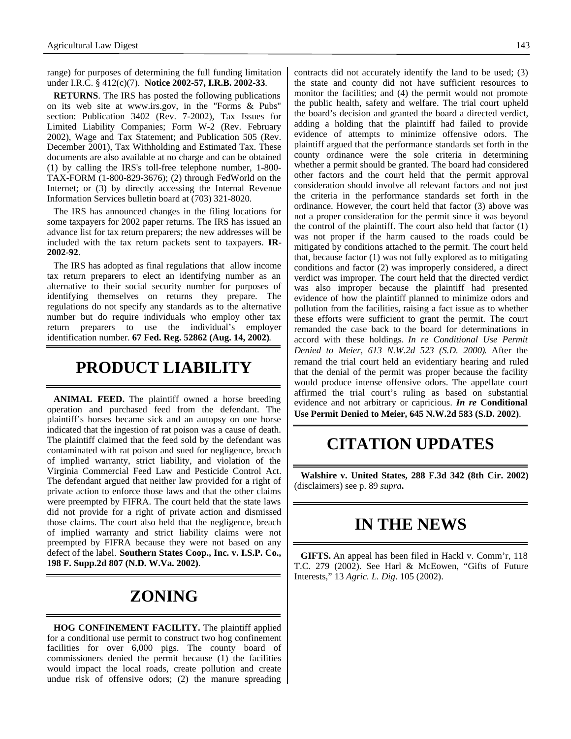range) for purposes of determining the full funding limitation under I.R.C. § 412(c)(7). **Notice 2002-57, I.R.B. 2002-33**.

**RETURNS**. The IRS has posted the following publications on its web site at www.irs.gov, in the "Forms & Pubs" section: Publication 3402 (Rev. 7-2002), Tax Issues for Limited Liability Companies; Form W-2 (Rev. February 2002), Wage and Tax Statement; and Publication 505 (Rev. December 2001), Tax Withholding and Estimated Tax. These documents are also available at no charge and can be obtained (1) by calling the IRS's toll-free telephone number, 1-800-TAX-FORM (1-800-829-3676); (2) through FedWorld on the Internet; or (3) by directly accessing the Internal Revenue Information Services bulletin board at (703) 321-8020.

The IRS has announced changes in the filing locations for some taxpayers for 2002 paper returns. The IRS has issued an advance list for tax return preparers; the new addresses will be included with the tax return packets sent to taxpayers. **IR-2002-92**.

The IRS has adopted as final regulations that allow income tax return preparers to elect an identifying number as an alternative to their social security number for purposes of identifying themselves on returns they prepare. The regulations do not specify any standards as to the alternative number but do require individuals who employ other tax return preparers to use the individual's employer identification number. **67 Fed. Reg. 52862 (Aug. 14, 2002)**.

# PRODUCT LIABILITY

**ANIMAL FEED.** The plaintiff owned a horse breeding operation and purchased feed from the defendant. The plaintiff's horses became sick and an autopsy on one horse indicated that the ingestion of rat poison was a cause of death. The plaintiff claimed that the feed sold by the defendant was contaminated with rat poison and sued for negligence, breach of implied warranty, strict liability, and violation of the Virginia Commercial Feed Law and Pesticide Control Act. The defendant argued that neither law provided for a right of private action to enforce those laws and that the other claims were preempted by FIFRA. The court held that the state laws did not provide for a right of private action and dismissed those claims. The court also held that the negligence, breach of implied warranty and strict liability claims were not preempted by FIFRA because they were not based on any defect of the label. **Southern States Coop., Inc. v. I.S.P. Co., 198 F. Supp.2d 807 (N.D. W.Va. 2002)**.

# ZONING

**HOG CONFINEMENT FACILITY.** The plaintiff applied for a conditional use permit to construct two hog confinement facilities for over 6,000 pigs. The county board of commissioners denied the permit because (1) the facilities would impact the local roads, create pollution and create undue risk of offensive odors; (2) the manure spreading contracts did not accurately identify the land to be used; (3) the state and county did not have sufficient resources to monitor the facilities; and (4) the permit would not promote the public health, safety and welfare. The trial court upheld the board's decision and granted the board a directed verdict, adding a holding that the plaintiff had failed to provide evidence of attempts to minimize offensive odors. The plaintiff argued that the performance standards set forth in the county ordinance were the sole criteria in determining whether a permit should be granted. The board had considered other factors and the court held that the permit approval consideration should involve all relevant factors and not just the criteria in the performance standards set forth in the ordinance. However, the court held that factor (3) above was not a proper consideration for the permit since it was beyond the control of the plaintiff. The court also held that factor (1) was not proper if the harm caused to the roads could be mitigated by conditions attached to the permit. The court held that, because factor (1) was not fully explored as to mitigating conditions and factor (2) was improperly considered, a direct verdict was improper. The court held that the directed verdict was also improper because the plaintiff had presented evidence of how the plaintiff planned to minimize odors and pollution from the facilities, raising a fact issue as to whether these efforts were sufficient to grant the permit. The court remanded the case back to the board for determinations in accord with these holdings. *In re Conditional Use Permit Denied to Meier, 613 N.W.2d 523 (S.D. 2000)*. After the remand the trial court held an evidentiary hearing and ruled that the denial of the permit was proper because the facility would produce intense offensive odors. The appellate court affirmed the trial court's ruling as based on substantial evidence and not arbitrary or capricious. ***In re* Conditional Use Permit Denied to Meier, 645 N.W.2d 583 (S.D. 2002)**.

# CITATION UPDATES

**Walshire v. United States, 288 F.3d 342 (8th Cir. 2002)** (disclaimers) see p. 89 *supra***.**

# IN THE NEWS

**GIFTS.** An appeal has been filed in Hackl v. Comm'r, 118 T.C. 279 (2002). See Harl & McEowen, "Gifts of Future Interests," 13 *Agric. L. Dig*. 105 (2002).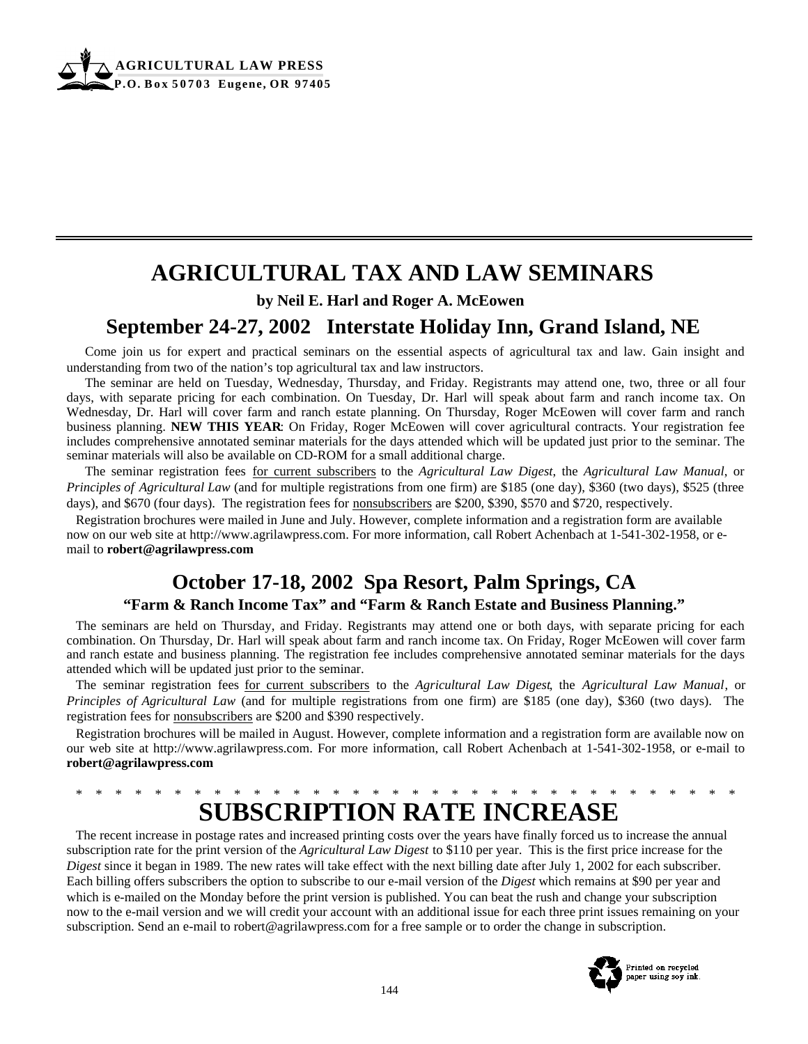**AGRICULTURAL LAW PRESS**
**P.O. Box 50703 Eugene, OR 97405**

# AGRICULTURAL TAX AND LAW SEMINARS

**by Neil E. Harl and Roger A. McEowen**

## September 24-27, 2002 Interstate Holiday Inn, Grand Island, NE

Come join us for expert and practical seminars on the essential aspects of agricultural tax and law. Gain insight and understanding from two of the nation's top agricultural tax and law instructors.

The seminar are held on Tuesday, Wednesday, Thursday, and Friday. Registrants may attend one, two, three or all four days, with separate pricing for each combination. On Tuesday, Dr. Harl will speak about farm and ranch income tax. On Wednesday, Dr. Harl will cover farm and ranch estate planning. On Thursday, Roger McEowen will cover farm and ranch business planning. **NEW THIS YEAR**: On Friday, Roger McEowen will cover agricultural contracts. Your registration fee includes comprehensive annotated seminar materials for the days attended which will be updated just prior to the seminar. The seminar materials will also be available on CD-ROM for a small additional charge.

The seminar registration fees for current subscribers to the *Agricultural Law Digest*, the *Agricultural Law Manual*, or *Principles of Agricultural Law* (and for multiple registrations from one firm) are $185 (one day), $360 (two days), $525 (three days), and $670 (four days). The registration fees for nonsubscribers are $200, $390, $570 and $720, respectively.

Registration brochures were mailed in June and July. However, complete information and a registration form are available now on our web site at http://www.agrilawpress.com. For more information, call Robert Achenbach at 1-541-302-1958, or e-mail to **robert@agrilawpress.com**

## October 17-18, 2002 Spa Resort, Palm Springs, CA

**"Farm & Ranch Income Tax" and "Farm & Ranch Estate and Business Planning."**

The seminars are held on Thursday, and Friday. Registrants may attend one or both days, with separate pricing for each combination. On Thursday, Dr. Harl will speak about farm and ranch income tax. On Friday, Roger McEowen will cover farm and ranch estate and business planning. The registration fee includes comprehensive annotated seminar materials for the days attended which will be updated just prior to the seminar.

The seminar registration fees for current subscribers to the *Agricultural Law Digest*, the *Agricultural Law Manual*, or *Principles of Agricultural Law* (and for multiple registrations from one firm) are $185 (one day), $360 (two days). The registration fees for nonsubscribers are $200 and $390 respectively.

Registration brochures will be mailed in August. However, complete information and a registration form are available now on our web site at http://www.agrilawpress.com. For more information, call Robert Achenbach at 1-541-302-1958, or e-mail to **robert@agrilawpress.com**

\* \* \* \* \* \* \* \* \* \* \* \* \* \* \* \* \* \* \* \* \* \* \* \* \* \* \* \* \* \* \* \* \* \* \* \* \* \*

# SUBSCRIPTION RATE INCREASE

The recent increase in postage rates and increased printing costs over the years have finally forced us to increase the annual subscription rate for the print version of the *Agricultural Law Digest* to $110 per year. This is the first price increase for the *Digest* since it began in 1989. The new rates will take effect with the next billing date after July 1, 2002 for each subscriber. Each billing offers subscribers the option to subscribe to our e-mail version of the *Digest* which remains at $90 per year and which is e-mailed on the Monday before the print version is published. You can beat the rush and change your subscription now to the e-mail version and we will credit your account with an additional issue for each three print issues remaining on your subscription. Send an e-mail to robert@agrilawpress.com for a free sample or to order the change in subscription.

Printed on recycled paper using soy ink.